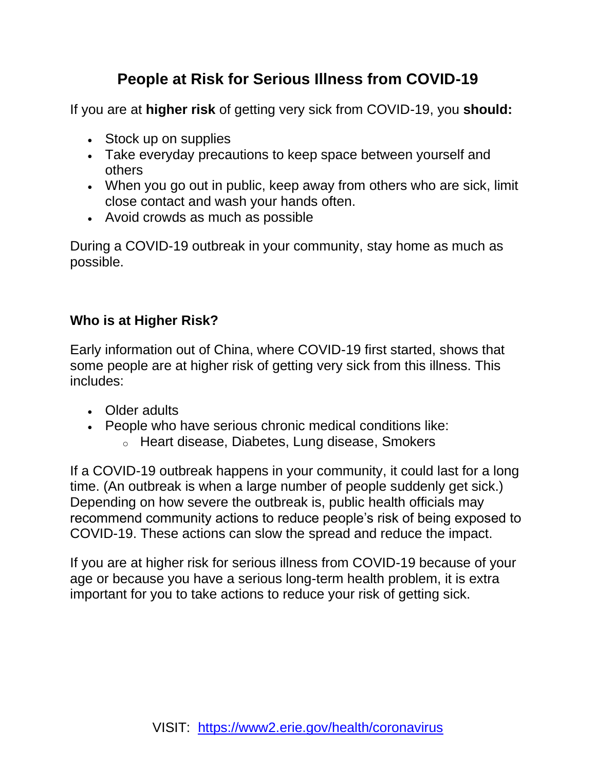# People at Risk for Serious Illness from COVID-19

If you are at **higher risk** of getting very sick from COVID-19, you **should:**

- Stock up on supplies
- Take everyday precautions to keep space between yourself and others
- When you go out in public, keep away from others who are sick, limit close contact and wash your hands often.
- Avoid crowds as much as possible

During a COVID-19 outbreak in your community, stay home as much as possible.

## Who is at Higher Risk?

Early information out of China, where COVID-19 first started, shows that some people are at higher risk of getting very sick from this illness. This includes:

- Older adults
- People who have serious chronic medical conditions like:
  - Heart disease, Diabetes, Lung disease, Smokers

If a COVID-19 outbreak happens in your community, it could last for a long time. (An outbreak is when a large number of people suddenly get sick.) Depending on how severe the outbreak is, public health officials may recommend community actions to reduce people's risk of being exposed to COVID-19. These actions can slow the spread and reduce the impact.

If you are at higher risk for serious illness from COVID-19 because of your age or because you have a serious long-term health problem, it is extra important for you to take actions to reduce your risk of getting sick.

VISIT: [https://www2.erie.gov/health/coronavirus](https://www2.erie.gov/health/coronavirus)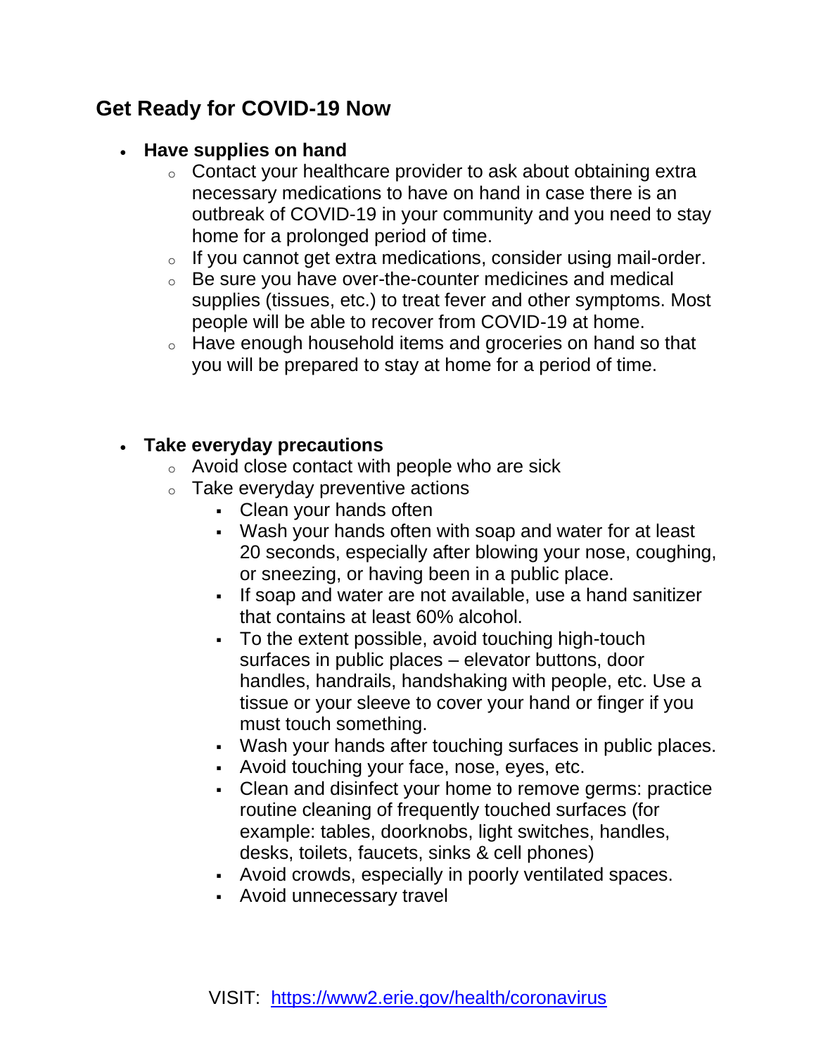## Get Ready for COVID-19 Now

- **Have supplies on hand**
  - Contact your healthcare provider to ask about obtaining extra necessary medications to have on hand in case there is an outbreak of COVID-19 in your community and you need to stay home for a prolonged period of time.
  - If you cannot get extra medications, consider using mail-order.
  - Be sure you have over-the-counter medicines and medical supplies (tissues, etc.) to treat fever and other symptoms. Most people will be able to recover from COVID-19 at home.
  - Have enough household items and groceries on hand so that you will be prepared to stay at home for a period of time.

- **Take everyday precautions**
  - Avoid close contact with people who are sick
  - Take everyday preventive actions
    - Clean your hands often
    - Wash your hands often with soap and water for at least 20 seconds, especially after blowing your nose, coughing, or sneezing, or having been in a public place.
    - If soap and water are not available, use a hand sanitizer that contains at least 60% alcohol.
    - To the extent possible, avoid touching high-touch surfaces in public places – elevator buttons, door handles, handrails, handshaking with people, etc. Use a tissue or your sleeve to cover your hand or finger if you must touch something.
    - Wash your hands after touching surfaces in public places.
    - Avoid touching your face, nose, eyes, etc.
    - Clean and disinfect your home to remove germs: practice routine cleaning of frequently touched surfaces (for example: tables, doorknobs, light switches, handles, desks, toilets, faucets, sinks & cell phones)
    - Avoid crowds, especially in poorly ventilated spaces.
    - Avoid unnecessary travel

VISIT: [https://www2.erie.gov/health/coronavirus](https://www2.erie.gov/health/coronavirus)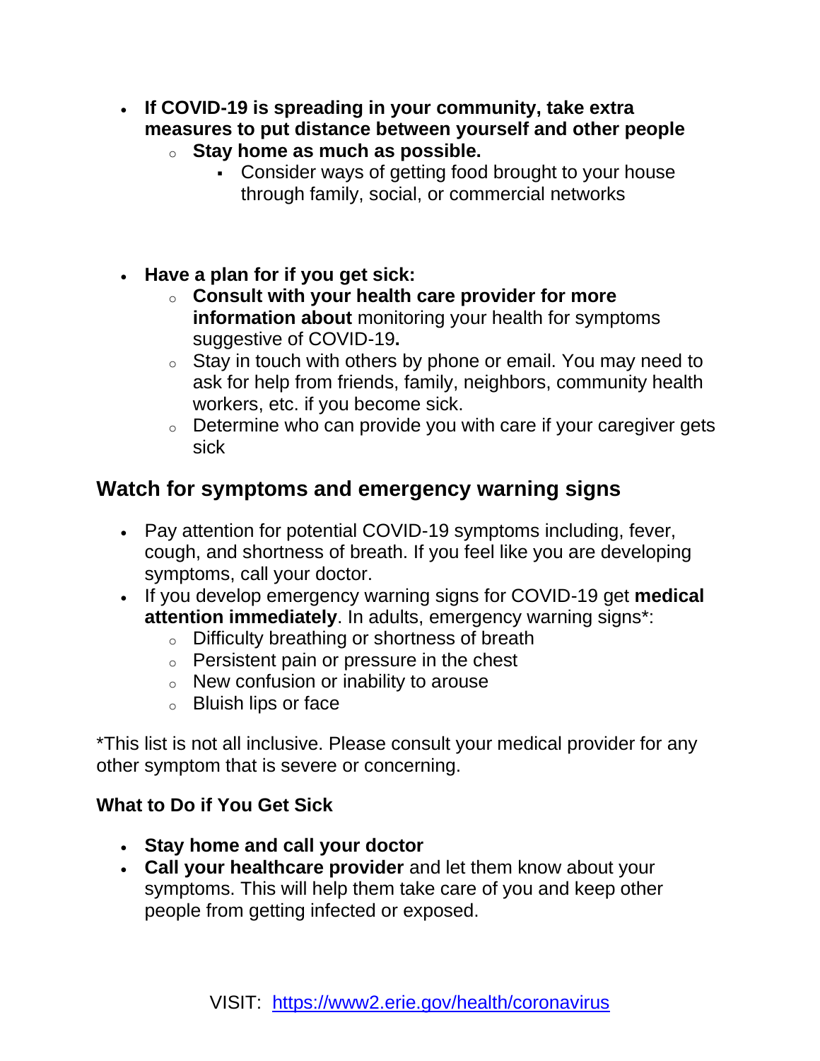- **If COVID-19 is spreading in your community, take extra measures to put distance between yourself and other people**
    - **Stay home as much as possible.**
        - Consider ways of getting food brought to your house through family, social, or commercial networks

- **Have a plan for if you get sick:**
    - **Consult with your health care provider for more information about** monitoring your health for symptoms suggestive of COVID-19**.**
    - Stay in touch with others by phone or email. You may need to ask for help from friends, family, neighbors, community health workers, etc. if you become sick.
    - Determine who can provide you with care if your caregiver gets sick

## Watch for symptoms and emergency warning signs

- Pay attention for potential COVID-19 symptoms including, fever, cough, and shortness of breath. If you feel like you are developing symptoms, call your doctor.
- If you develop emergency warning signs for COVID-19 get **medical attention immediately**. In adults, emergency warning signs*:
    - Difficulty breathing or shortness of breath
    - Persistent pain or pressure in the chest
    - New confusion or inability to arouse
    - Bluish lips or face

*This list is not all inclusive. Please consult your medical provider for any other symptom that is severe or concerning.

### What to Do if You Get Sick

- **Stay home and call your doctor**
- **Call your healthcare provider** and let them know about your symptoms. This will help them take care of you and keep other people from getting infected or exposed.

VISIT: [https://www2.erie.gov/health/coronavirus](https://www2.erie.gov/health/coronavirus)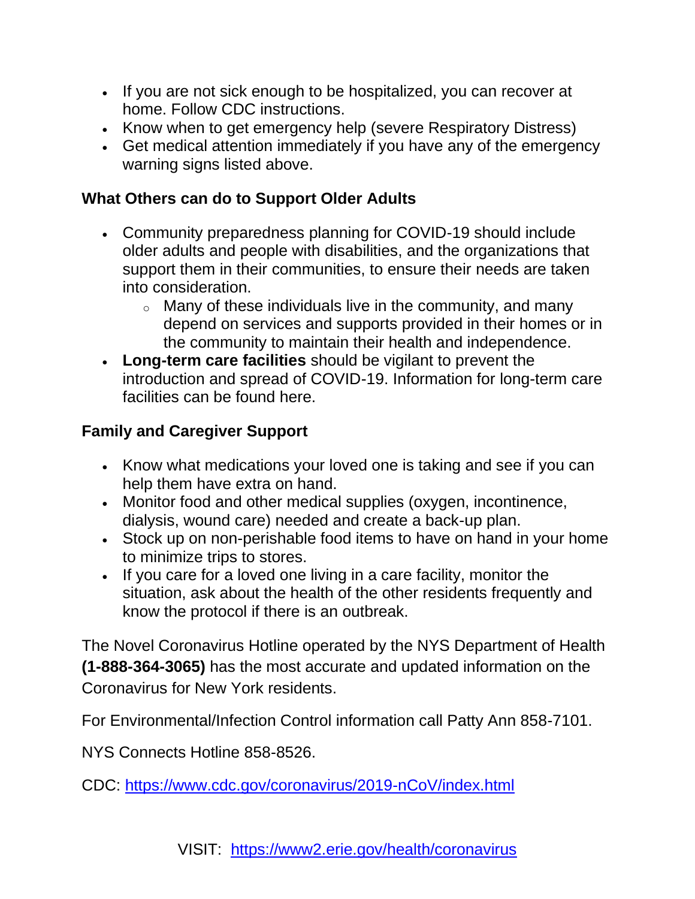- If you are not sick enough to be hospitalized, you can recover at home. Follow CDC instructions.
- Know when to get emergency help (severe Respiratory Distress)
- Get medical attention immediately if you have any of the emergency warning signs listed above.

**What Others can do to Support Older Adults**

- Community preparedness planning for COVID-19 should include older adults and people with disabilities, and the organizations that support them in their communities, to ensure their needs are taken into consideration.
  - Many of these individuals live in the community, and many depend on services and supports provided in their homes or in the community to maintain their health and independence.
- **Long-term care facilities** should be vigilant to prevent the introduction and spread of COVID-19. Information for long-term care facilities can be found here.

**Family and Caregiver Support**

- Know what medications your loved one is taking and see if you can help them have extra on hand.
- Monitor food and other medical supplies (oxygen, incontinence, dialysis, wound care) needed and create a back-up plan.
- Stock up on non-perishable food items to have on hand in your home to minimize trips to stores.
- If you care for a loved one living in a care facility, monitor the situation, ask about the health of the other residents frequently and know the protocol if there is an outbreak.

The Novel Coronavirus Hotline operated by the NYS Department of Health **(1-888-364-3065)** has the most accurate and updated information on the Coronavirus for New York residents.

For Environmental/Infection Control information call Patty Ann 858-7101.

NYS Connects Hotline 858-8526.

CDC: https://www.cdc.gov/coronavirus/2019-nCoV/index.html

VISIT: https://www2.erie.gov/health/coronavirus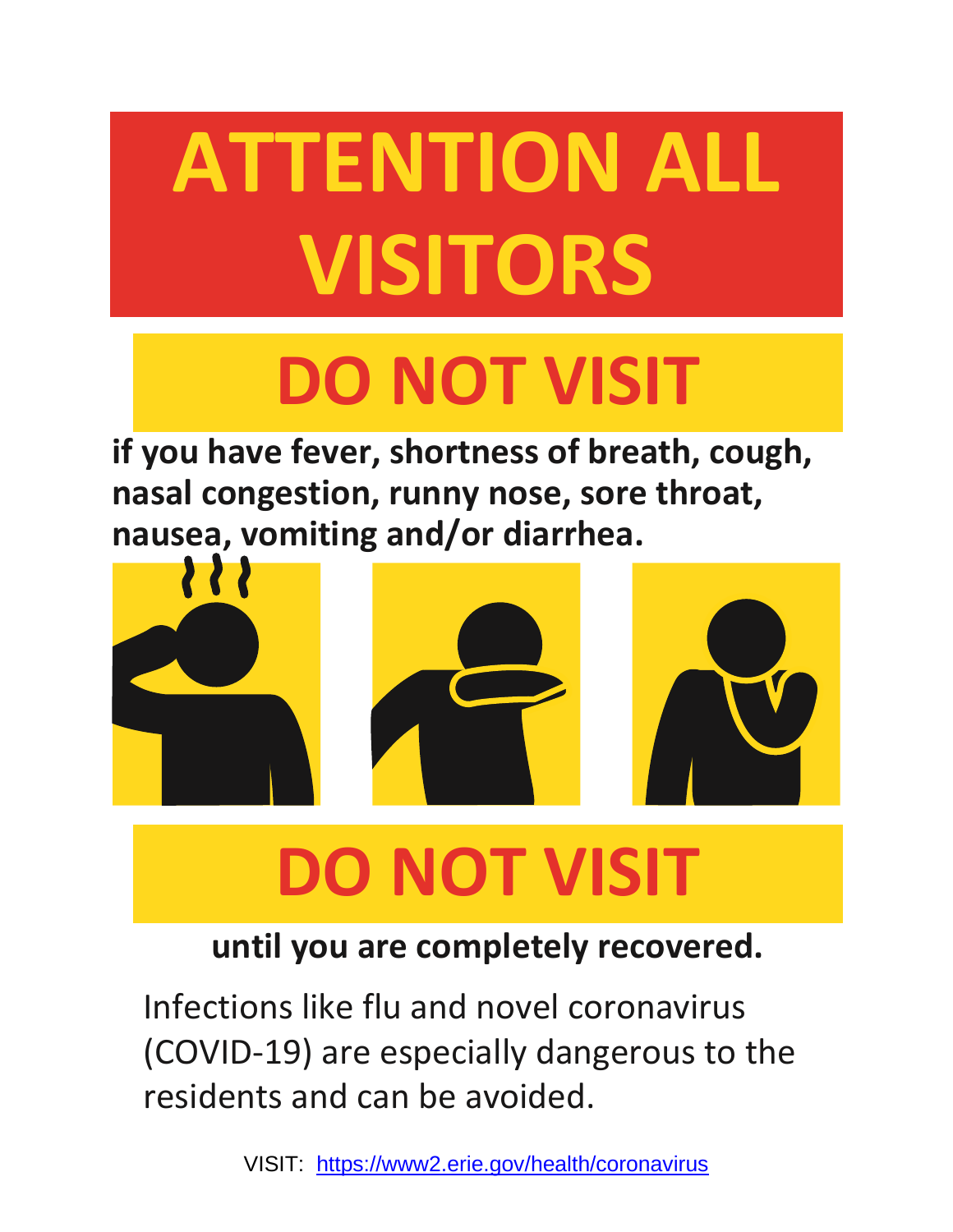# ATTENTION ALL VISITORS

## DO NOT VISIT

**if you have fever, shortness of breath, cough, nasal congestion, runny nose, sore throat, nausea, vomiting and/or diarrhea.**

## DO NOT VISIT

**until you are completely recovered.**

Infections like flu and novel coronavirus (COVID-19) are especially dangerous to the residents and can be avoided.

VISIT: https://www2.erie.gov/health/coronavirus